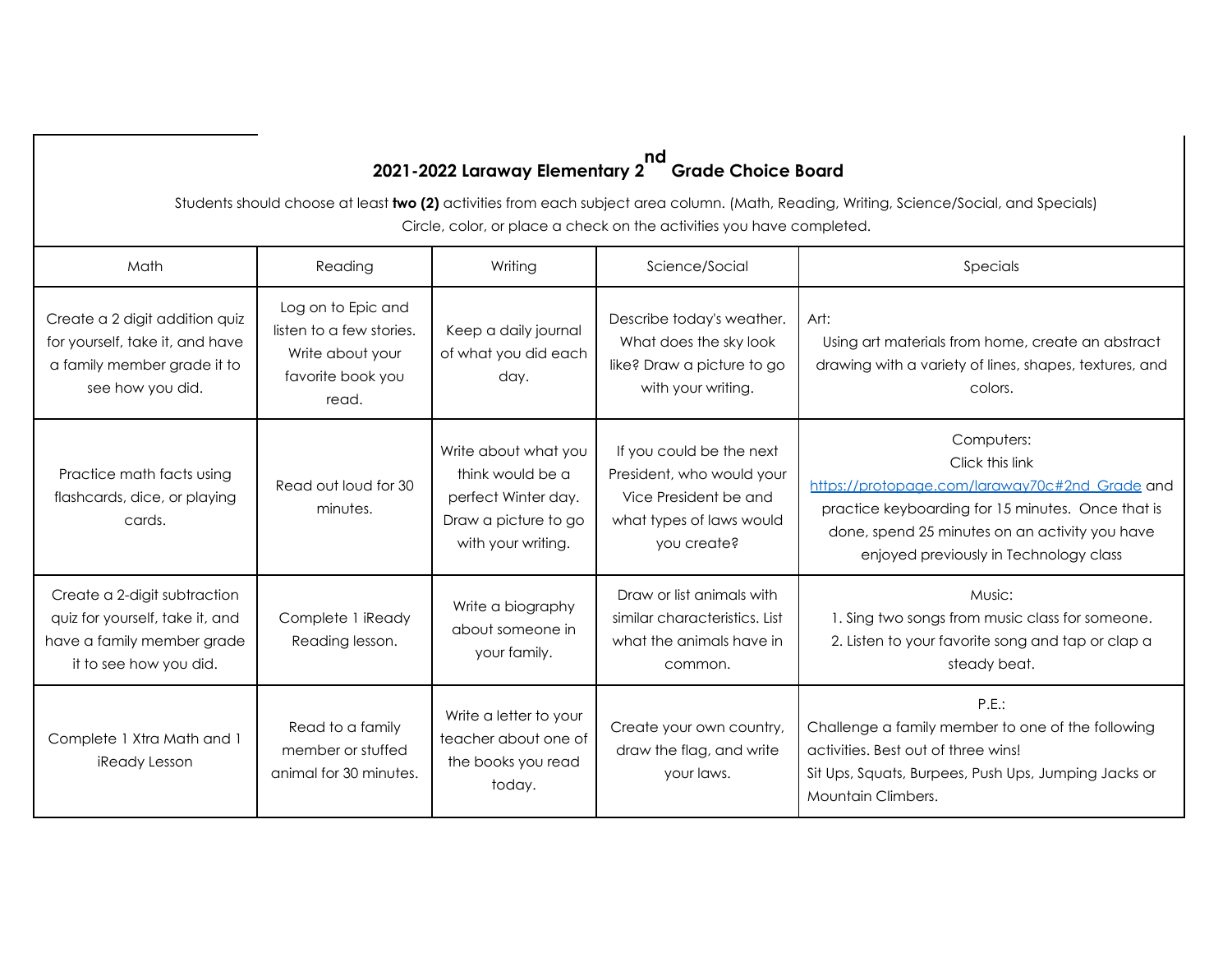## 2021-2022 Laraway Elementary 2nd Grade Choice Board

Students should choose at least **two (2)** activities from each subject area column. (Math, Reading, Writing, Science/Social, and Specials)
Circle, color, or place a check on the activities you have completed.

| Math | Reading | Writing | Science/Social | Specials |
|---|---|---|---|---|
| Create a 2 digit addition quiz for yourself, take it, and have a family member grade it to see how you did. | Log on to Epic and listen to a few stories. Write about your favorite book you read. | Keep a daily journal of what you did each day. | Describe today's weather. What does the sky look like? Draw a picture to go with your writing. | Art: Using art materials from home, create an abstract drawing with a variety of lines, shapes, textures, and colors. |
| Practice math facts using flashcards, dice, or playing cards. | Read out loud for 30 minutes. | Write about what you think would be a perfect Winter day. Draw a picture to go with your writing. | If you could be the next President, who would your Vice President be and what types of laws would you create? | Computers: Click this link [https://protopage.com/laraway70c#2nd_Grade](https://protopage.com/laraway70c#2nd_Grade) and practice keyboarding for 15 minutes. Once that is done, spend 25 minutes on an activity you have enjoyed previously in Technology class |
| Create a 2-digit subtraction quiz for yourself, take it, and have a family member grade it to see how you did. | Complete 1 iReady Reading lesson. | Write a biography about someone in your family. | Draw or list animals with similar characteristics. List what the animals have in common. | Music: 1. Sing two songs from music class for someone. 2. Listen to your favorite song and tap or clap a steady beat. |
| Complete 1 Xtra Math and 1 iReady Lesson | Read to a family member or stuffed animal for 30 minutes. | Write a letter to your teacher about one of the books you read today. | Create your own country, draw the flag, and write your laws. | P.E.: Challenge a family member to one of the following activities. Best out of three wins! Sit Ups, Squats, Burpees, Push Ups, Jumping Jacks or Mountain Climbers. |